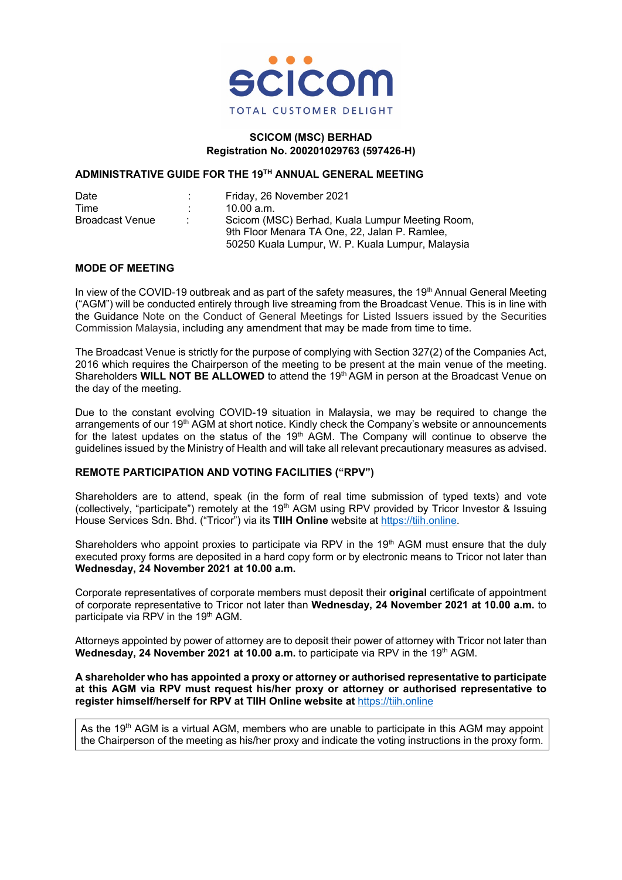**SCICOM (MSC) BERHAD**
**Registration No. 200201029763 (597426-H)**

## ADMINISTRATIVE GUIDE FOR THE 19TH ANNUAL GENERAL MEETING

| | | |
|---|---|---|
| Date | : | Friday, 26 November 2021 |
| Time | : | 10.00 a.m. |
| Broadcast Venue | : | Scicom (MSC) Berhad, Kuala Lumpur Meeting Room, 9th Floor Menara TA One, 22, Jalan P. Ramlee, 50250 Kuala Lumpur, W. P. Kuala Lumpur, Malaysia |

### MODE OF MEETING

In view of the COVID-19 outbreak and as part of the safety measures, the 19th Annual General Meeting ("AGM") will be conducted entirely through live streaming from the Broadcast Venue. This is in line with the Guidance Note on the Conduct of General Meetings for Listed Issuers issued by the Securities Commission Malaysia, including any amendment that may be made from time to time.

The Broadcast Venue is strictly for the purpose of complying with Section 327(2) of the Companies Act, 2016 which requires the Chairperson of the meeting to be present at the main venue of the meeting. Shareholders **WILL NOT BE ALLOWED** to attend the 19th AGM in person at the Broadcast Venue on the day of the meeting.

Due to the constant evolving COVID-19 situation in Malaysia, we may be required to change the arrangements of our 19th AGM at short notice. Kindly check the Company's website or announcements for the latest updates on the status of the 19th AGM. The Company will continue to observe the guidelines issued by the Ministry of Health and will take all relevant precautionary measures as advised.

### REMOTE PARTICIPATION AND VOTING FACILITIES ("RPV")

Shareholders are to attend, speak (in the form of real time submission of typed texts) and vote (collectively, "participate") remotely at the 19th AGM using RPV provided by Tricor Investor & Issuing House Services Sdn. Bhd. ("Tricor") via its **TIIH Online** website at https://tiih.online.

Shareholders who appoint proxies to participate via RPV in the 19th AGM must ensure that the duly executed proxy forms are deposited in a hard copy form or by electronic means to Tricor not later than **Wednesday, 24 November 2021 at 10.00 a.m.**

Corporate representatives of corporate members must deposit their **original** certificate of appointment of corporate representative to Tricor not later than **Wednesday, 24 November 2021 at 10.00 a.m.** to participate via RPV in the 19th AGM.

Attorneys appointed by power of attorney are to deposit their power of attorney with Tricor not later than **Wednesday, 24 November 2021 at 10.00 a.m.** to participate via RPV in the 19th AGM.

**A shareholder who has appointed a proxy or attorney or authorised representative to participate at this AGM via RPV must request his/her proxy or attorney or authorised representative to register himself/herself for RPV at TIIH Online website at** https://tiih.online

> As the 19th AGM is a virtual AGM, members who are unable to participate in this AGM may appoint the Chairperson of the meeting as his/her proxy and indicate the voting instructions in the proxy form.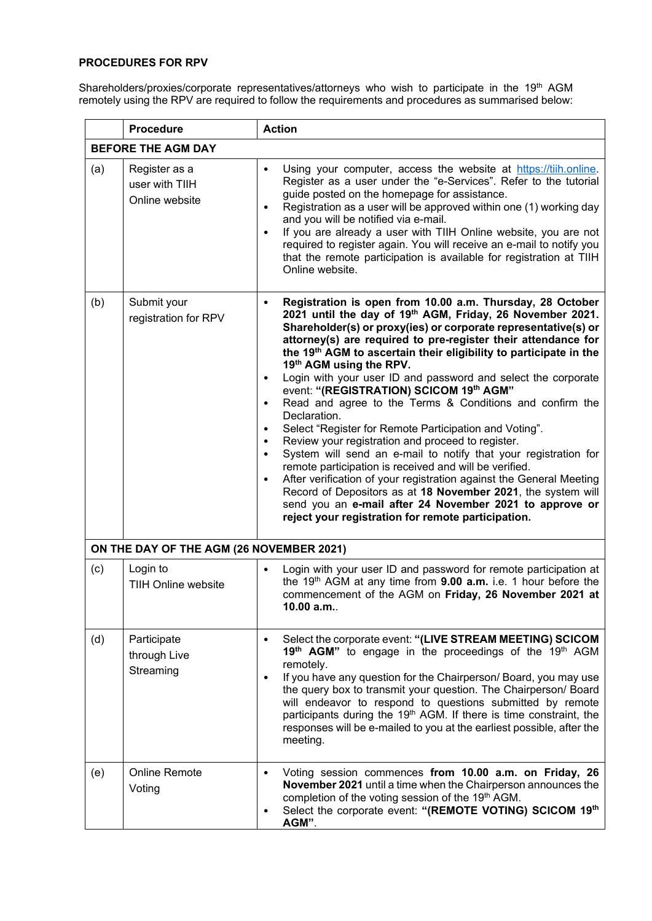**PROCEDURES FOR RPV**

Shareholders/proxies/corporate representatives/attorneys who wish to participate in the 19th AGM remotely using the RPV are required to follow the requirements and procedures as summarised below:

| | Procedure | Action |
|---|---|---|
| **BEFORE THE AGM DAY** | | |
| (a) | Register as a user with TIIH Online website | • Using your computer, access the website at https://tiih.online. Register as a user under the "e-Services". Refer to the tutorial guide posted on the homepage for assistance.<br>• Registration as a user will be approved within one (1) working day and you will be notified via e-mail.<br>• If you are already a user with TIIH Online website, you are not required to register again. You will receive an e-mail to notify you that the remote participation is available for registration at TIIH Online website. |
| (b) | Submit your registration for RPV | • **Registration is open from 10.00 a.m. Thursday, 28 October 2021 until the day of 19th AGM, Friday, 26 November 2021. Shareholder(s) or proxy(ies) or corporate representative(s) or attorney(s) are required to pre-register their attendance for the 19th AGM to ascertain their eligibility to participate in the 19th AGM using the RPV.**<br>• Login with your user ID and password and select the corporate event: **"(REGISTRATION) SCICOM 19th AGM"**<br>• Read and agree to the Terms & Conditions and confirm the Declaration.<br>• Select "Register for Remote Participation and Voting".<br>• Review your registration and proceed to register.<br>• System will send an e-mail to notify that your registration for remote participation is received and will be verified.<br>• After verification of your registration against the General Meeting Record of Depositors as at **18 November 2021**, the system will send you an **e-mail after 24 November 2021 to approve or reject your registration for remote participation.** |
| **ON THE DAY OF THE AGM (26 NOVEMBER 2021)** | | |
| (c) | Login to TIIH Online website | • Login with your user ID and password for remote participation at the 19th AGM at any time from **9.00 a.m.** i.e. 1 hour before the commencement of the AGM on **Friday, 26 November 2021 at 10.00 a.m.**. |
| (d) | Participate through Live Streaming | • Select the corporate event: **"(LIVE STREAM MEETING) SCICOM 19th AGM"** to engage in the proceedings of the 19th AGM remotely.<br>• If you have any question for the Chairperson/ Board, you may use the query box to transmit your question. The Chairperson/ Board will endeavor to respond to questions submitted by remote participants during the 19th AGM. If there is time constraint, the responses will be e-mailed to you at the earliest possible, after the meeting. |
| (e) | Online Remote Voting | • Voting session commences **from 10.00 a.m. on Friday, 26 November 2021** until a time when the Chairperson announces the completion of the voting session of the 19th AGM.<br>• Select the corporate event: **"(REMOTE VOTING) SCICOM 19th AGM"**. |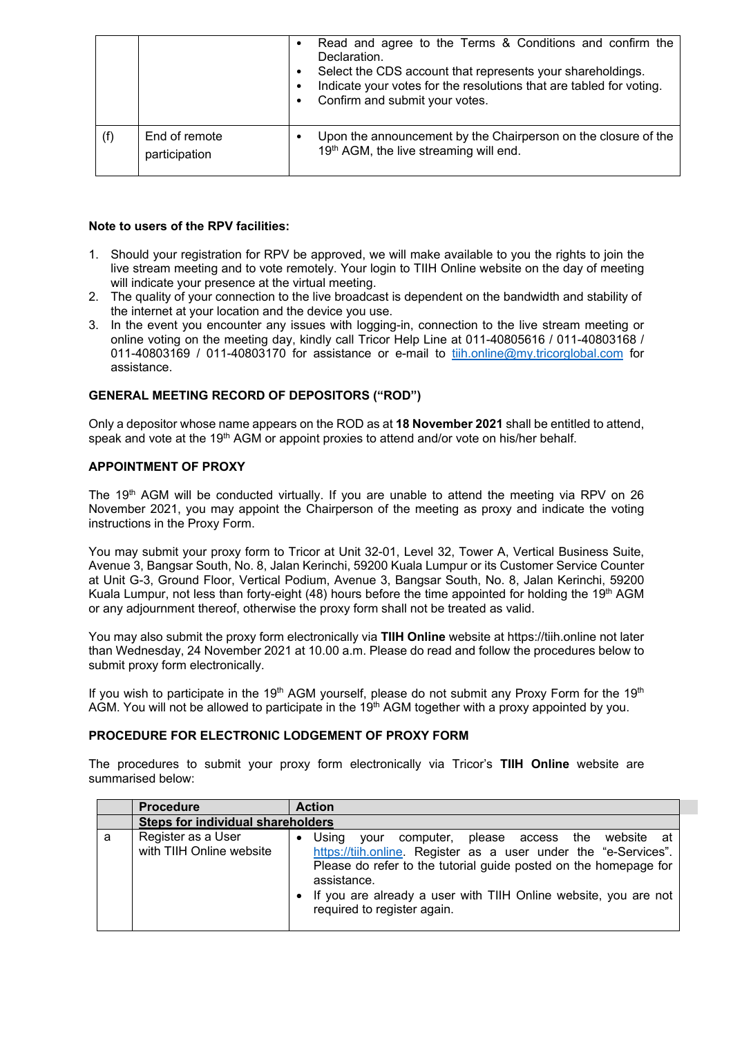|  |  | • Read and agree to the Terms & Conditions and confirm the Declaration.<br>• Select the CDS account that represents your shareholdings.<br>• Indicate your votes for the resolutions that are tabled for voting.<br>• Confirm and submit your votes. |
|---|---|---|
| (f) | End of remote participation | • Upon the announcement by the Chairperson on the closure of the 19th AGM, the live streaming will end. |

**Note to users of the RPV facilities:**

1. Should your registration for RPV be approved, we will make available to you the rights to join the live stream meeting and to vote remotely. Your login to TIIH Online website on the day of meeting will indicate your presence at the virtual meeting.
2. The quality of your connection to the live broadcast is dependent on the bandwidth and stability of the internet at your location and the device you use.
3. In the event you encounter any issues with logging-in, connection to the live stream meeting or online voting on the meeting day, kindly call Tricor Help Line at 011-40805616 / 011-40803168 / 011-40803169 / 011-40803170 for assistance or e-mail to tiih.online@my.tricorglobal.com for assistance.

**GENERAL MEETING RECORD OF DEPOSITORS ("ROD")**

Only a depositor whose name appears on the ROD as at **18 November 2021** shall be entitled to attend, speak and vote at the 19th AGM or appoint proxies to attend and/or vote on his/her behalf.

**APPOINTMENT OF PROXY**

The 19th AGM will be conducted virtually. If you are unable to attend the meeting via RPV on 26 November 2021, you may appoint the Chairperson of the meeting as proxy and indicate the voting instructions in the Proxy Form.

You may submit your proxy form to Tricor at Unit 32-01, Level 32, Tower A, Vertical Business Suite, Avenue 3, Bangsar South, No. 8, Jalan Kerinchi, 59200 Kuala Lumpur or its Customer Service Counter at Unit G-3, Ground Floor, Vertical Podium, Avenue 3, Bangsar South, No. 8, Jalan Kerinchi, 59200 Kuala Lumpur, not less than forty-eight (48) hours before the time appointed for holding the 19th AGM or any adjournment thereof, otherwise the proxy form shall not be treated as valid.

You may also submit the proxy form electronically via **TIIH Online** website at https://tiih.online not later than Wednesday, 24 November 2021 at 10.00 a.m. Please do read and follow the procedures below to submit proxy form electronically.

If you wish to participate in the 19th AGM yourself, please do not submit any Proxy Form for the 19th AGM. You will not be allowed to participate in the 19th AGM together with a proxy appointed by you.

**PROCEDURE FOR ELECTRONIC LODGEMENT OF PROXY FORM**

The procedures to submit your proxy form electronically via Tricor's **TIIH Online** website are summarised below:

|  | **Procedure** | **Action** |
|---|---|---|
|  | **Steps for individual shareholders** |  |
| a | Register as a User with TIIH Online website | • Using your computer, please access the website at https://tiih.online. Register as a user under the "e-Services". Please do refer to the tutorial guide posted on the homepage for assistance.<br>• If you are already a user with TIIH Online website, you are not required to register again. |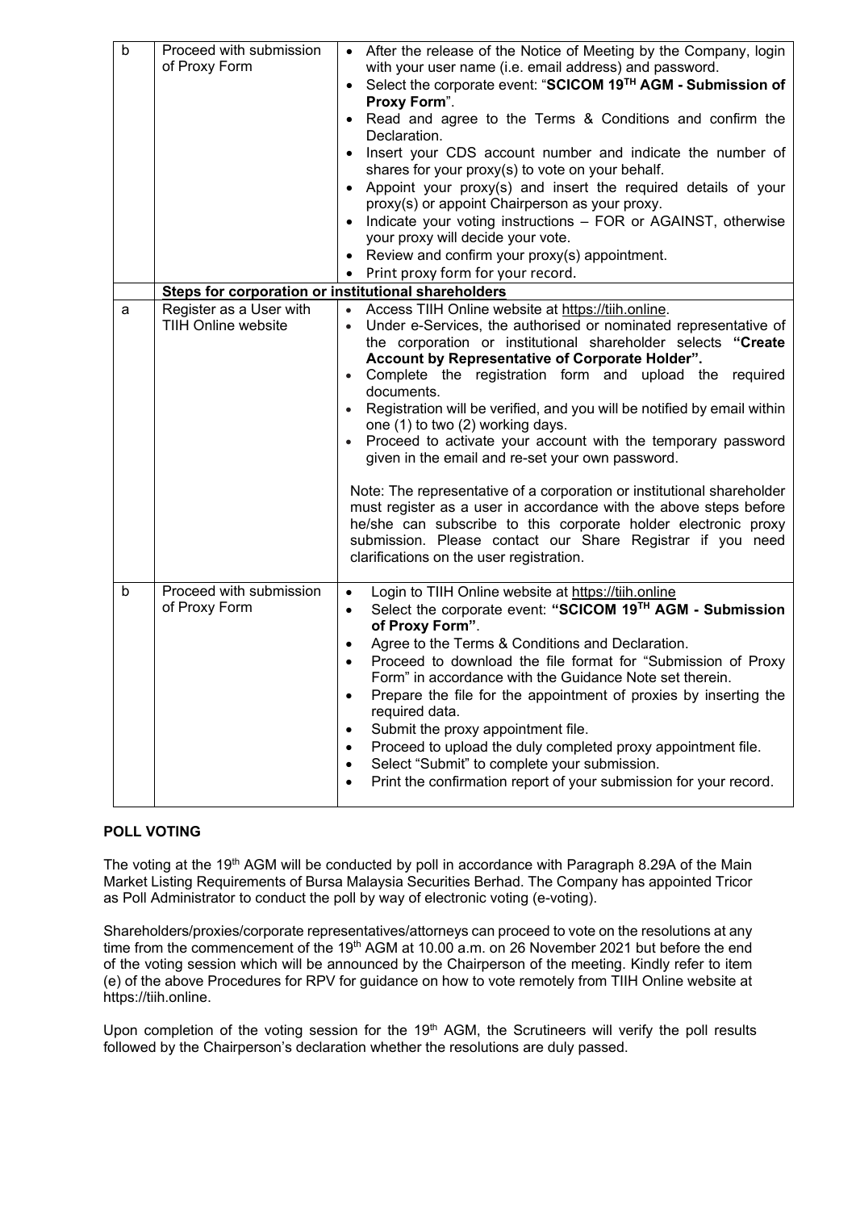| | | |
|---|---|---|
| b | Proceed with submission of Proxy Form | • After the release of the Notice of Meeting by the Company, login with your user name (i.e. email address) and password.<br>• Select the corporate event: "**SCICOM 19TH AGM - Submission of Proxy Form**".<br>• Read and agree to the Terms & Conditions and confirm the Declaration.<br>• Insert your CDS account number and indicate the number of shares for your proxy(s) to vote on your behalf.<br>• Appoint your proxy(s) and insert the required details of your proxy(s) or appoint Chairperson as your proxy.<br>• Indicate your voting instructions – FOR or AGAINST, otherwise your proxy will decide your vote.<br>• Review and confirm your proxy(s) appointment.<br>• Print proxy form for your record. |
| | **Steps for corporation or institutional shareholders** | |
| a | Register as a User with TIIH Online website | • Access TIIH Online website at https://tiih.online.<br>• Under e-Services, the authorised or nominated representative of the corporation or institutional shareholder selects **"Create Account by Representative of Corporate Holder".**<br>• Complete the registration form and upload the required documents.<br>• Registration will be verified, and you will be notified by email within one (1) to two (2) working days.<br>• Proceed to activate your account with the temporary password given in the email and re-set your own password.<br><br>Note: The representative of a corporation or institutional shareholder must register as a user in accordance with the above steps before he/she can subscribe to this corporate holder electronic proxy submission. Please contact our Share Registrar if you need clarifications on the user registration. |
| b | Proceed with submission of Proxy Form | • Login to TIIH Online website at https://tiih.online<br>• Select the corporate event: **"SCICOM 19TH AGM - Submission of Proxy Form"**.<br>• Agree to the Terms & Conditions and Declaration.<br>• Proceed to download the file format for "Submission of Proxy Form" in accordance with the Guidance Note set therein.<br>• Prepare the file for the appointment of proxies by inserting the required data.<br>• Submit the proxy appointment file.<br>• Proceed to upload the duly completed proxy appointment file.<br>• Select "Submit" to complete your submission.<br>• Print the confirmation report of your submission for your record. |

**POLL VOTING**

The voting at the 19th AGM will be conducted by poll in accordance with Paragraph 8.29A of the Main Market Listing Requirements of Bursa Malaysia Securities Berhad. The Company has appointed Tricor as Poll Administrator to conduct the poll by way of electronic voting (e-voting).

Shareholders/proxies/corporate representatives/attorneys can proceed to vote on the resolutions at any time from the commencement of the 19th AGM at 10.00 a.m. on 26 November 2021 but before the end of the voting session which will be announced by the Chairperson of the meeting. Kindly refer to item (e) of the above Procedures for RPV for guidance on how to vote remotely from TIIH Online website at https://tiih.online.

Upon completion of the voting session for the 19th AGM, the Scrutineers will verify the poll results followed by the Chairperson's declaration whether the resolutions are duly passed.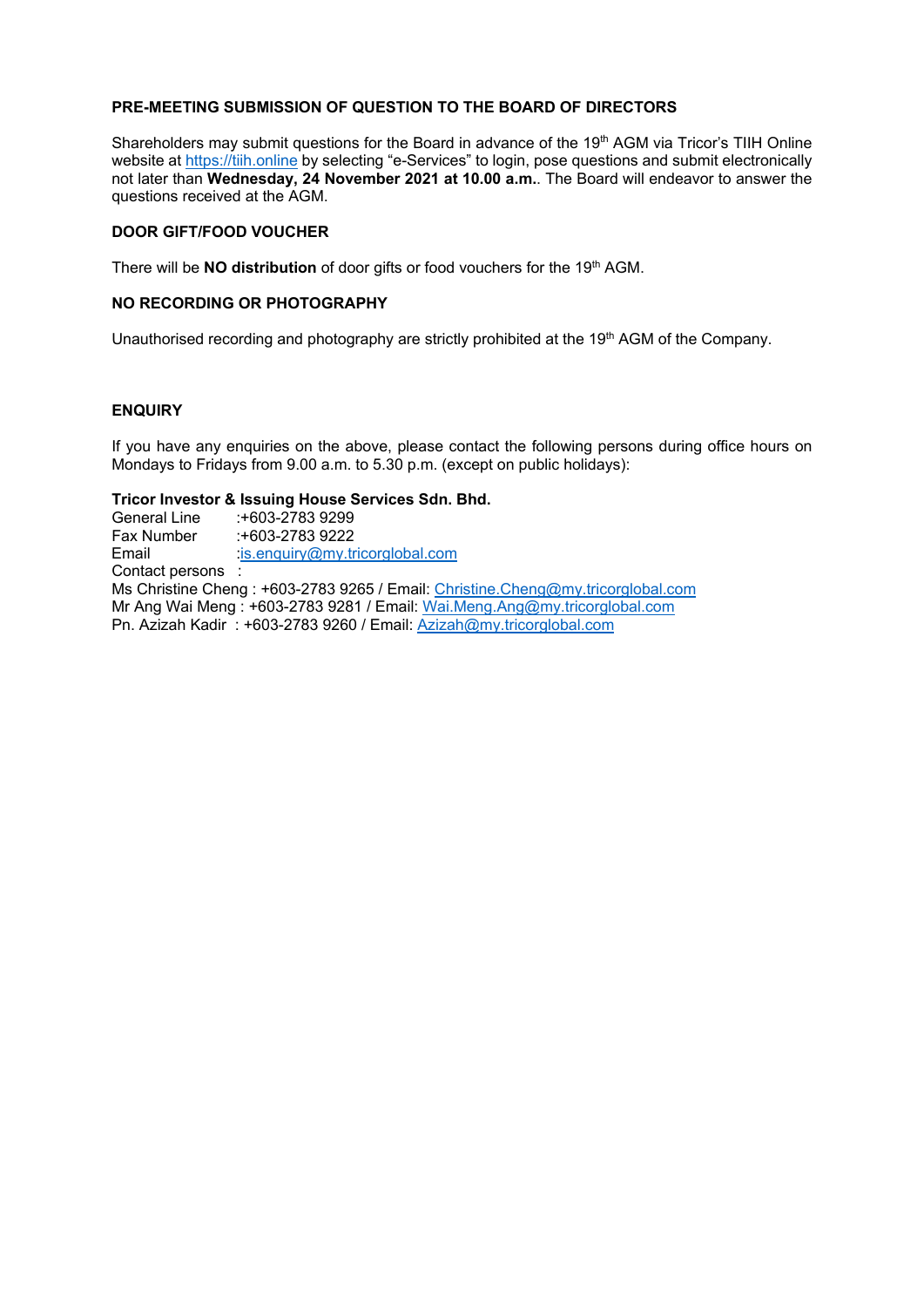**PRE-MEETING SUBMISSION OF QUESTION TO THE BOARD OF DIRECTORS**

Shareholders may submit questions for the Board in advance of the 19th AGM via Tricor's TIIH Online website at https://tiih.online by selecting "e-Services" to login, pose questions and submit electronically not later than **Wednesday, 24 November 2021 at 10.00 a.m.**. The Board will endeavor to answer the questions received at the AGM.

**DOOR GIFT/FOOD VOUCHER**

There will be **NO distribution** of door gifts or food vouchers for the 19th AGM.

**NO RECORDING OR PHOTOGRAPHY**

Unauthorised recording and photography are strictly prohibited at the 19th AGM of the Company.

**ENQUIRY**

If you have any enquiries on the above, please contact the following persons during office hours on Mondays to Fridays from 9.00 a.m. to 5.30 p.m. (except on public holidays):

**Tricor Investor & Issuing House Services Sdn. Bhd.**
General Line : +603-2783 9299
Fax Number : +603-2783 9222
Email : is.enquiry@my.tricorglobal.com
Contact persons :
Ms Christine Cheng : +603-2783 9265 / Email: Christine.Cheng@my.tricorglobal.com
Mr Ang Wai Meng : +603-2783 9281 / Email: Wai.Meng.Ang@my.tricorglobal.com
Pn. Azizah Kadir : +603-2783 9260 / Email: Azizah@my.tricorglobal.com